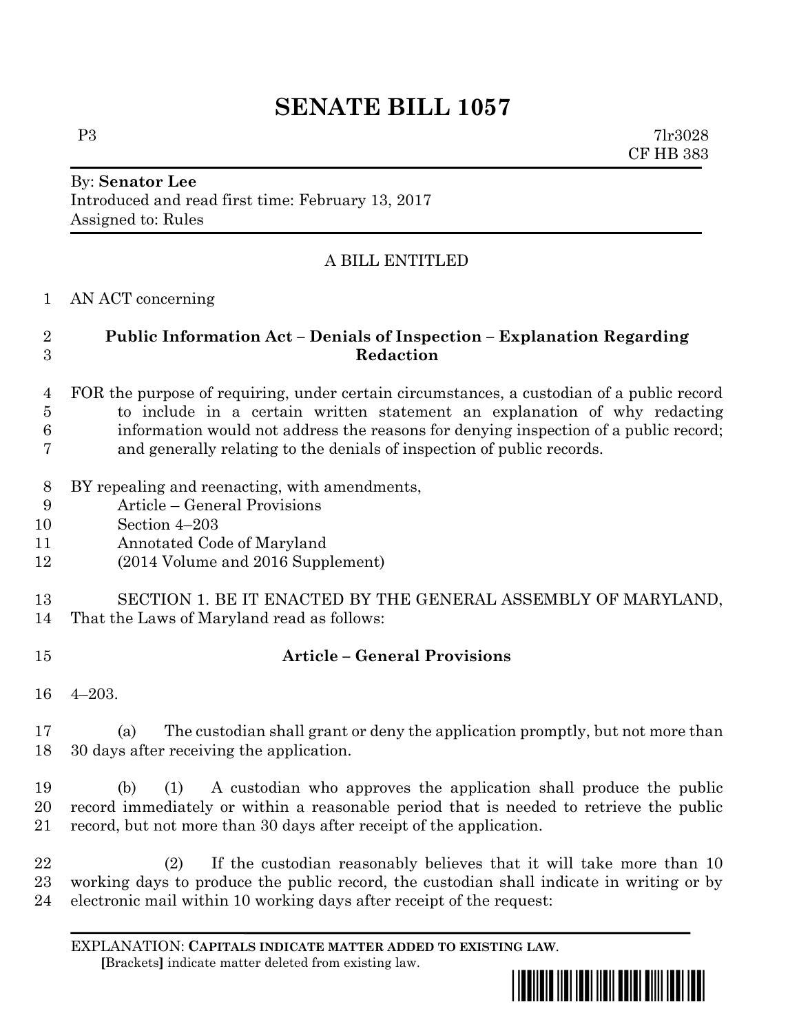# SENATE BILL 1057

P3 7lr3028
CF HB 383

By: **Senator Lee**
Introduced and read first time: February 13, 2017
Assigned to: Rules

A BILL ENTITLED

AN ACT concerning

**Public Information Act – Denials of Inspection – Explanation Regarding Redaction**

FOR the purpose of requiring, under certain circumstances, a custodian of a public record to include in a certain written statement an explanation of why redacting information would not address the reasons for denying inspection of a public record; and generally relating to the denials of inspection of public records.

BY repealing and reenacting, with amendments,
Article – General Provisions
Section 4–203
Annotated Code of Maryland
(2014 Volume and 2016 Supplement)

SECTION 1. BE IT ENACTED BY THE GENERAL ASSEMBLY OF MARYLAND, That the Laws of Maryland read as follows:

**Article – General Provisions**

4–203.

(a) The custodian shall grant or deny the application promptly, but not more than 30 days after receiving the application.

(b) (1) A custodian who approves the application shall produce the public record immediately or within a reasonable period that is needed to retrieve the public record, but not more than 30 days after receipt of the application.

(2) If the custodian reasonably believes that it will take more than 10 working days to produce the public record, the custodian shall indicate in writing or by electronic mail within 10 working days after receipt of the request:

EXPLANATION: **CAPITALS INDICATE MATTER ADDED TO EXISTING LAW.**
**[**Brackets**]** indicate matter deleted from existing law.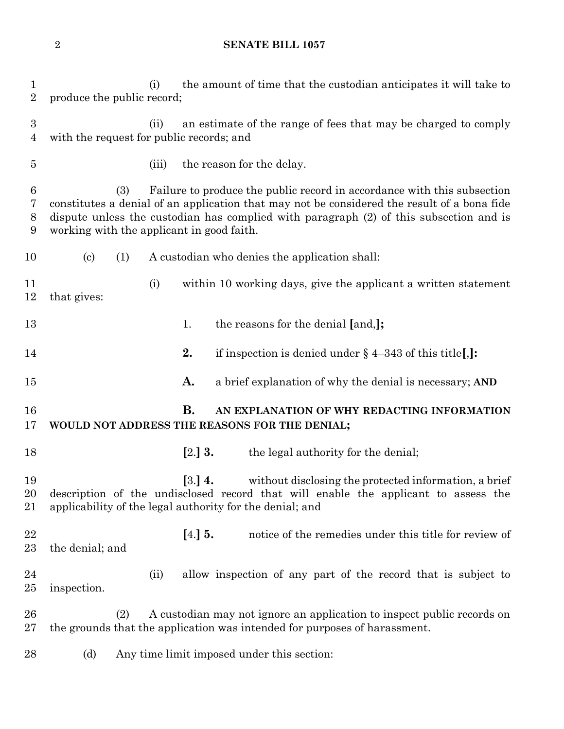(i) the amount of time that the custodian anticipates it will take to produce the public record;

(ii) an estimate of the range of fees that may be charged to comply with the request for public records; and

(iii) the reason for the delay.

(3) Failure to produce the public record in accordance with this subsection constitutes a denial of an application that may not be considered the result of a bona fide dispute unless the custodian has complied with paragraph (2) of this subsection and is working with the applicant in good faith.

(c) (1) A custodian who denies the application shall:

(i) within 10 working days, give the applicant a written statement that gives:

1. the reasons for the denial [and,]**;**

**2.** if inspection is denied under § 4–343 of this title[,]**:**

**A.** a brief explanation of why the denial is necessary; **AND**

**B. AN EXPLANATION OF WHY REDACTING INFORMATION WOULD NOT ADDRESS THE REASONS FOR THE DENIAL;**

[2.] **3.** the legal authority for the denial;

[3.] **4.** without disclosing the protected information, a brief description of the undisclosed record that will enable the applicant to assess the applicability of the legal authority for the denial; and

[4.] **5.** notice of the remedies under this title for review of the denial; and

(ii) allow inspection of any part of the record that is subject to inspection.

(2) A custodian may not ignore an application to inspect public records on the grounds that the application was intended for purposes of harassment.

(d) Any time limit imposed under this section: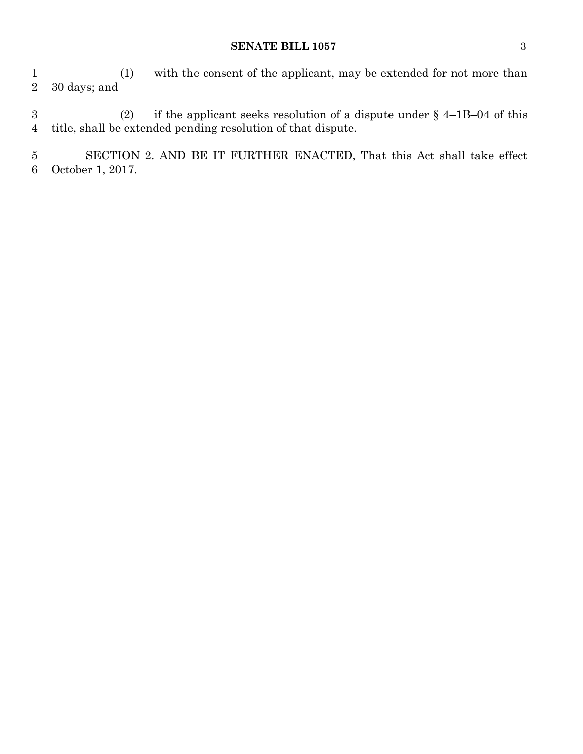(1) with the consent of the applicant, may be extended for not more than 30 days; and

(2) if the applicant seeks resolution of a dispute under § 4–1B–04 of this title, shall be extended pending resolution of that dispute.

SECTION 2. AND BE IT FURTHER ENACTED, That this Act shall take effect October 1, 2017.